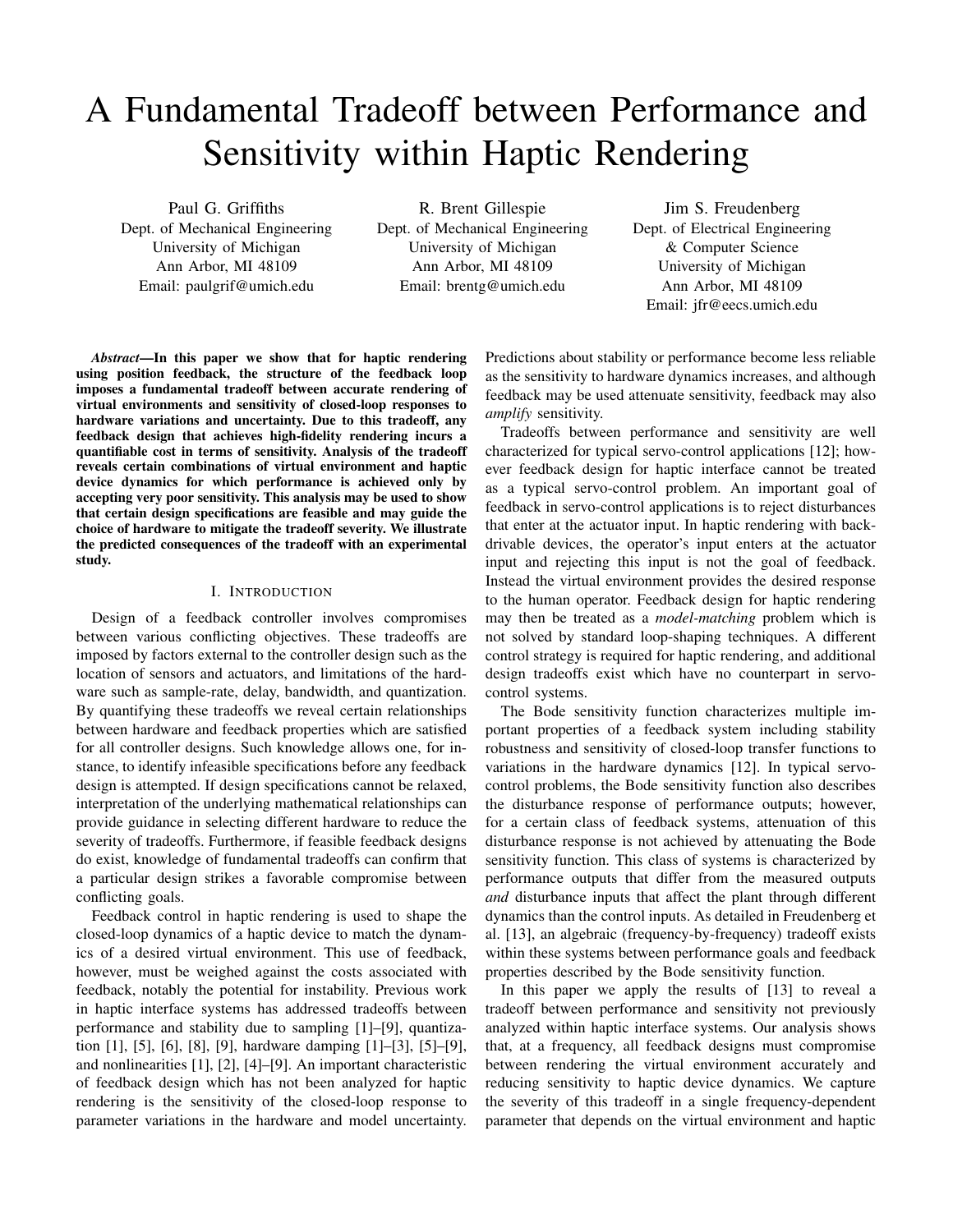# A Fundamental Tradeoff between Performance and Sensitivity within Haptic Rendering

Paul G. Griffiths
Dept. of Mechanical Engineering
University of Michigan
Ann Arbor, MI 48109
Email: paulgrif@umich.edu

R. Brent Gillespie
Dept. of Mechanical Engineering
University of Michigan
Ann Arbor, MI 48109
Email: brentg@umich.edu

Jim S. Freudenberg
Dept. of Electrical Engineering
& Computer Science
University of Michigan
Ann Arbor, MI 48109
Email: jfr@eecs.umich.edu

***Abstract*—In this paper we show that for haptic rendering using position feedback, the structure of the feedback loop imposes a fundamental tradeoff between accurate rendering of virtual environments and sensitivity of closed-loop responses to hardware variations and uncertainty. Due to this tradeoff, any feedback design that achieves high-fidelity rendering incurs a quantifiable cost in terms of sensitivity. Analysis of the tradeoff reveals certain combinations of virtual environment and haptic device dynamics for which performance is achieved only by accepting very poor sensitivity. This analysis may be used to show that certain design specifications are feasible and may guide the choice of hardware to mitigate the tradeoff severity. We illustrate the predicted consequences of the tradeoff with an experimental study.**

## I. Introduction

Design of a feedback controller involves compromises between various conflicting objectives. These tradeoffs are imposed by factors external to the controller design such as the location of sensors and actuators, and limitations of the hardware such as sample-rate, delay, bandwidth, and quantization. By quantifying these tradeoffs we reveal certain relationships between hardware and feedback properties which are satisfied for all controller designs. Such knowledge allows one, for instance, to identify infeasible specifications before any feedback design is attempted. If design specifications cannot be relaxed, interpretation of the underlying mathematical relationships can provide guidance in selecting different hardware to reduce the severity of tradeoffs. Furthermore, if feasible feedback designs do exist, knowledge of fundamental tradeoffs can confirm that a particular design strikes a favorable compromise between conflicting goals.

Feedback control in haptic rendering is used to shape the closed-loop dynamics of a haptic device to match the dynamics of a desired virtual environment. This use of feedback, however, must be weighed against the costs associated with feedback, notably the potential for instability. Previous work in haptic interface systems has addressed tradeoffs between performance and stability due to sampling [1]–[9], quantization [1], [5], [6], [8], [9], hardware damping [1]–[3], [5]–[9], and nonlinearities [1], [2], [4]–[9]. An important characteristic of feedback design which has not been analyzed for haptic rendering is the sensitivity of the closed-loop response to parameter variations in the hardware and model uncertainty. Predictions about stability or performance become less reliable as the sensitivity to hardware dynamics increases, and although feedback may be used attenuate sensitivity, feedback may also *amplify* sensitivity.

Tradeoffs between performance and sensitivity are well characterized for typical servo-control applications [12]; however feedback design for haptic interface cannot be treated as a typical servo-control problem. An important goal of feedback in servo-control applications is to reject disturbances that enter at the actuator input. In haptic rendering with back-drivable devices, the operator's input enters at the actuator input and rejecting this input is not the goal of feedback. Instead the virtual environment provides the desired response to the human operator. Feedback design for haptic rendering may then be treated as a *model-matching* problem which is not solved by standard loop-shaping techniques. A different control strategy is required for haptic rendering, and additional design tradeoffs exist which have no counterpart in servo-control systems.

The Bode sensitivity function characterizes multiple important properties of a feedback system including stability robustness and sensitivity of closed-loop transfer functions to variations in the hardware dynamics [12]. In typical servo-control problems, the Bode sensitivity function also describes the disturbance response of performance outputs; however, for a certain class of feedback systems, attenuation of this disturbance response is not achieved by attenuating the Bode sensitivity function. This class of systems is characterized by performance outputs that differ from the measured outputs *and* disturbance inputs that affect the plant through different dynamics than the control inputs. As detailed in Freudenberg et al. [13], an algebraic (frequency-by-frequency) tradeoff exists within these systems between performance goals and feedback properties described by the Bode sensitivity function.

In this paper we apply the results of [13] to reveal a tradeoff between performance and sensitivity not previously analyzed within haptic interface systems. Our analysis shows that, at a frequency, all feedback designs must compromise between rendering the virtual environment accurately and reducing sensitivity to haptic device dynamics. We capture the severity of this tradeoff in a single frequency-dependent parameter that depends on the virtual environment and haptic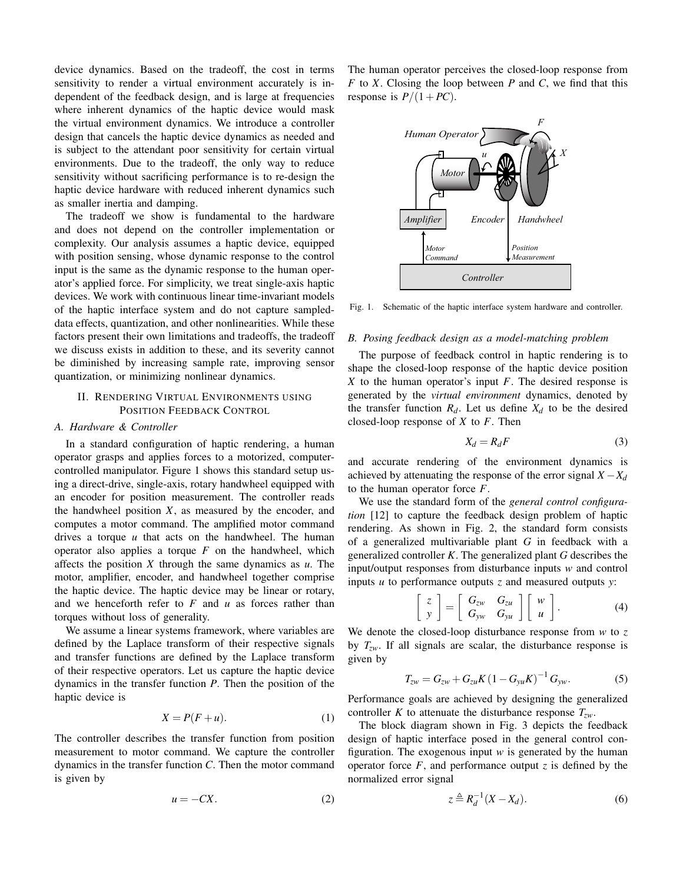device dynamics. Based on the tradeoff, the cost in terms sensitivity to render a virtual environment accurately is independent of the feedback design, and is large at frequencies where inherent dynamics of the haptic device would mask the virtual environment dynamics. We introduce a controller design that cancels the haptic device dynamics as needed and is subject to the attendant poor sensitivity for certain virtual environments. Due to the tradeoff, the only way to reduce sensitivity without sacrificing performance is to re-design the haptic device hardware with reduced inherent dynamics such as smaller inertia and damping.

The tradeoff we show is fundamental to the hardware and does not depend on the controller implementation or complexity. Our analysis assumes a haptic device, equipped with position sensing, whose dynamic response to the control input is the same as the dynamic response to the human operator's applied force. For simplicity, we treat single-axis haptic devices. We work with continuous linear time-invariant models of the haptic interface system and do not capture sampled-data effects, quantization, and other nonlinearities. While these factors present their own limitations and tradeoffs, the tradeoff we discuss exists in addition to these, and its severity cannot be diminished by increasing sample rate, improving sensor quantization, or minimizing nonlinear dynamics.

## II. Rendering Virtual Environments using Position Feedback Control

### A. Hardware & Controller

In a standard configuration of haptic rendering, a human operator grasps and applies forces to a motorized, computer-controlled manipulator. Figure 1 shows this standard setup using a direct-drive, single-axis, rotary handwheel equipped with an encoder for position measurement. The controller reads the handwheel position $X$, as measured by the encoder, and computes a motor command. The amplified motor command drives a torque $u$ that acts on the handwheel. The human operator also applies a torque $F$ on the handwheel, which affects the position $X$ through the same dynamics as $u$. The motor, amplifier, encoder, and handwheel together comprise the haptic device. The haptic device may be linear or rotary, and we henceforth refer to $F$ and $u$ as forces rather than torques without loss of generality.

We assume a linear systems framework, where variables are defined by the Laplace transform of their respective signals and transfer functions are defined by the Laplace transform of their respective operators. Let us capture the haptic device dynamics in the transfer function $P$. Then the position of the haptic device is

$$X = P(F + u). \tag{1}$$

The controller describes the transfer function from position measurement to motor command. We capture the controller dynamics in the transfer function $C$. Then the motor command is given by

$$u = -CX. \tag{2}$$

The human operator perceives the closed-loop response from $F$ to $X$. Closing the loop between $P$ and $C$, we find that this response is $P/(1+PC)$.

Human Operator
F
X
u
Motor
Amplifier
Encoder
Handwheel
Motor Command
Position Measurement
Controller

Fig. 1. Schematic of the haptic interface system hardware and controller.

### B. Posing feedback design as a model-matching problem

The purpose of feedback control in haptic rendering is to shape the closed-loop response of the haptic device position $X$ to the human operator's input $F$. The desired response is generated by the *virtual environment* dynamics, denoted by the transfer function $R_d$. Let us define $X_d$ to be the desired closed-loop response of $X$ to $F$. Then

$$X_d = R_d F \tag{3}$$

and accurate rendering of the environment dynamics is achieved by attenuating the response of the error signal $X - X_d$ to the human operator force $F$.

We use the standard form of the *general control configuration* [12] to capture the feedback design problem of haptic rendering. As shown in Fig. 2, the standard form consists of a generalized multivariable plant $G$ in feedback with a generalized controller $K$. The generalized plant $G$ describes the input/output responses from disturbance inputs $w$ and control inputs $u$ to performance outputs $z$ and measured outputs $y$:

$$\begin{bmatrix} z \\ y \end{bmatrix} = \begin{bmatrix} G_{zw} & G_{zu} \\ G_{yw} & G_{yu} \end{bmatrix} \begin{bmatrix} w \\ u \end{bmatrix}. \tag{4}$$

We denote the closed-loop disturbance response from $w$ to $z$ by $T_{zw}$. If all signals are scalar, the disturbance response is given by

$$T_{zw} = G_{zw} + G_{zu} K \left(1 - G_{yu} K\right)^{-1} G_{yw}. \tag{5}$$

Performance goals are achieved by designing the generalized controller $K$ to attenuate the disturbance response $T_{zw}$.

The block diagram shown in Fig. 3 depicts the feedback design of haptic interface posed in the general control configuration. The exogenous input $w$ is generated by the human operator force $F$, and performance output $z$ is defined by the normalized error signal

$$z \triangleq R_d^{-1}(X - X_d). \tag{6}$$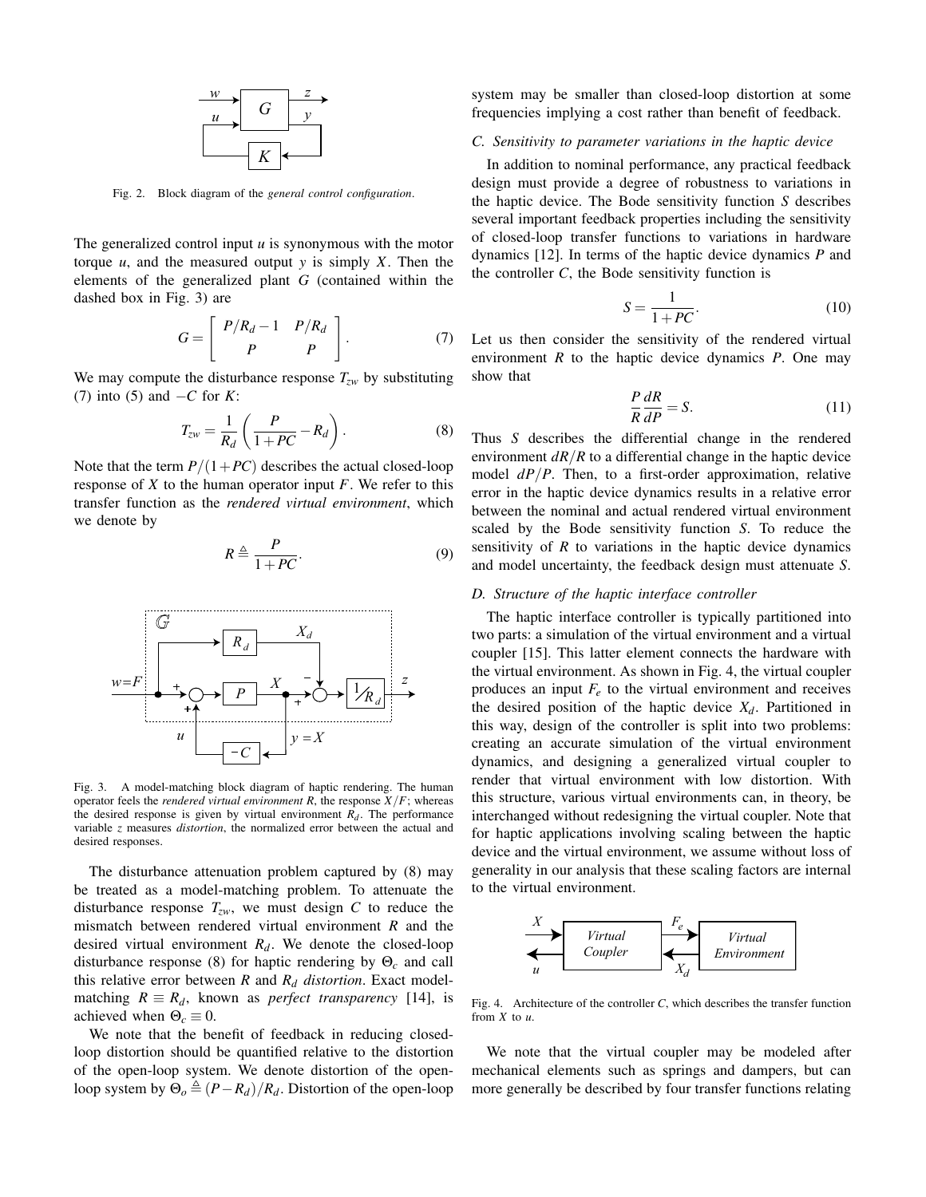Fig. 2. Block diagram of the *general control configuration*.

The generalized control input $u$ is synonymous with the motor torque $u$, and the measured output $y$ is simply $X$. Then the elements of the generalized plant $G$ (contained within the dashed box in Fig. 3) are

$$G = \begin{bmatrix} P/R_d - 1 & P/R_d \\ P & P \end{bmatrix}. \tag{7}$$

We may compute the disturbance response $T_{zw}$ by substituting (7) into (5) and $-C$ for $K$:

$$T_{zw} = \frac{1}{R_d}\left(\frac{P}{1+PC} - R_d\right). \tag{8}$$

Note that the term $P/(1+PC)$ describes the actual closed-loop response of $X$ to the human operator input $F$. We refer to this transfer function as the *rendered virtual environment*, which we denote by

$$R \triangleq \frac{P}{1+PC}. \tag{9}$$

Fig. 3. A model-matching block diagram of haptic rendering. The human operator feels the *rendered virtual environment* $R$, the response $X/F$; whereas the desired response is given by virtual environment $R_d$. The performance variable $z$ measures *distortion*, the normalized error between the actual and desired responses.

The disturbance attenuation problem captured by (8) may be treated as a model-matching problem. To attenuate the disturbance response $T_{zw}$, we must design $C$ to reduce the mismatch between rendered virtual environment $R$ and the desired virtual environment $R_d$. We denote the closed-loop disturbance response (8) for haptic rendering by $\Theta_c$ and call this relative error between $R$ and $R_d$ *distortion*. Exact model-matching $R \equiv R_d$, known as *perfect transparency* [14], is achieved when $\Theta_c \equiv 0$.

We note that the benefit of feedback in reducing closed-loop distortion should be quantified relative to the distortion of the open-loop system. We denote distortion of the open-loop system by $\Theta_o \triangleq (P - R_d)/R_d$. Distortion of the open-loop system may be smaller than closed-loop distortion at some frequencies implying a cost rather than benefit of feedback.

### C. Sensitivity to parameter variations in the haptic device

In addition to nominal performance, any practical feedback design must provide a degree of robustness to variations in the haptic device. The Bode sensitivity function $S$ describes several important feedback properties including the sensitivity of closed-loop transfer functions to variations in hardware dynamics [12]. In terms of the haptic device dynamics $P$ and the controller $C$, the Bode sensitivity function is

$$S = \frac{1}{1+PC}. \tag{10}$$

Let us then consider the sensitivity of the rendered virtual environment $R$ to the haptic device dynamics $P$. One may show that

$$\frac{P}{R}\frac{dR}{dP} = S. \tag{11}$$

Thus $S$ describes the differential change in the rendered environment $dR/R$ to a differential change in the haptic device model $dP/P$. Then, to a first-order approximation, relative error in the haptic device dynamics results in a relative error between the nominal and actual rendered virtual environment scaled by the Bode sensitivity function $S$. To reduce the sensitivity of $R$ to variations in the haptic device dynamics and model uncertainty, the feedback design must attenuate $S$.

### D. Structure of the haptic interface controller

The haptic interface controller is typically partitioned into two parts: a simulation of the virtual environment and a virtual coupler [15]. This latter element connects the hardware with the virtual environment. As shown in Fig. 4, the virtual coupler produces an input $F_e$ to the virtual environment and receives the desired position of the haptic device $X_d$. Partitioned in this way, design of the controller is split into two problems: creating an accurate simulation of the virtual environment dynamics, and designing a generalized virtual coupler to render that virtual environment with low distortion. With this structure, various virtual environments can, in theory, be interchanged without redesigning the virtual coupler. Note that for haptic applications involving scaling between the haptic device and the virtual environment, we assume without loss of generality in our analysis that these scaling factors are internal to the virtual environment.

Fig. 4. Architecture of the controller $C$, which describes the transfer function from $X$ to $u$.

We note that the virtual coupler may be modeled after mechanical elements such as springs and dampers, but can more generally be described by four transfer functions relating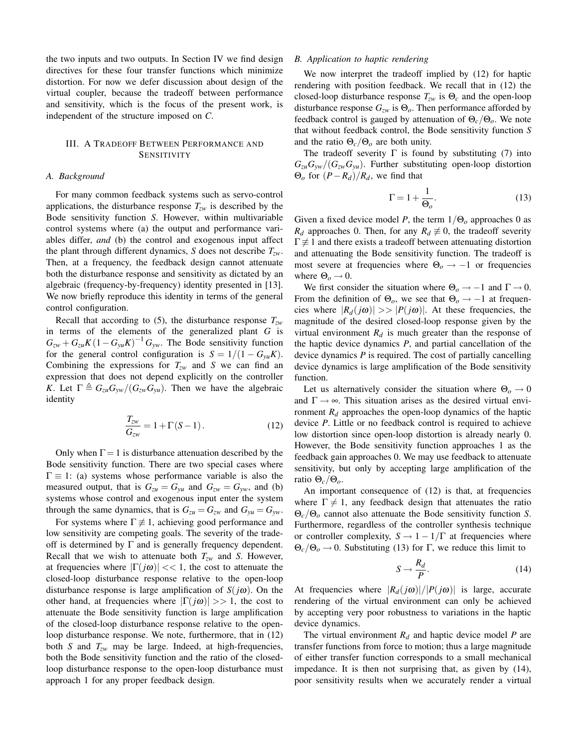the two inputs and two outputs. In Section IV we find design directives for these four transfer functions which minimize distortion. For now we defer discussion about design of the virtual coupler, because the tradeoff between performance and sensitivity, which is the focus of the present work, is independent of the structure imposed on $C$.

## III. A Tradeoff Between Performance and Sensitivity

### A. Background

For many common feedback systems such as servo-control applications, the disturbance response $T_{zw}$ is described by the Bode sensitivity function $S$. However, within multivariable control systems where (a) the output and performance variables differ, *and* (b) the control and exogenous input affect the plant through different dynamics, $S$ does not describe $T_{zw}$. Then, at a frequency, the feedback design cannot attenuate both the disturbance response and sensitivity as dictated by an algebraic (frequency-by-frequency) identity presented in [13]. We now briefly reproduce this identity in terms of the general control configuration.

Recall that according to (5), the disturbance response $T_{zw}$ in terms of the elements of the generalized plant $G$ is $G_{zw} + G_{zu}K(1 - G_{yu}K)^{-1}G_{yw}$. The Bode sensitivity function for the general control configuration is $S = 1/(1 - G_{yu}K)$. Combining the expressions for $T_{zw}$ and $S$ we can find an expression that does not depend explicitly on the controller $K$. Let $\Gamma \triangleq G_{zu}G_{yw}/(G_{zw}G_{yu})$. Then we have the algebraic identity

$$\frac{T_{zw}}{G_{zw}} = 1 + \Gamma(S - 1). \tag{12}$$

Only when $\Gamma = 1$ is disturbance attenuation described by the Bode sensitivity function. There are two special cases where $\Gamma \equiv 1$: (a) systems whose performance variable is also the measured output, that is $G_{zu} = G_{yu}$ and $G_{zw} = G_{yw}$, and (b) systems whose control and exogenous input enter the system through the same dynamics, that is $G_{zu} = G_{zw}$ and $G_{yu} = G_{yw}$.

For systems where $\Gamma \not\equiv 1$, achieving good performance and low sensitivity are competing goals. The severity of the tradeoff is determined by $\Gamma$ and is generally frequency dependent. Recall that we wish to attenuate both $T_{zw}$ and $S$. However, at frequencies where $|\Gamma(j\omega)| << 1$, the cost to attenuate the closed-loop disturbance response relative to the open-loop disturbance response is large amplification of $S(j\omega)$. On the other hand, at frequencies where $|\Gamma(j\omega)| >> 1$, the cost to attenuate the Bode sensitivity function is large amplification of the closed-loop disturbance response relative to the open-loop disturbance response. We note, furthermore, that in (12) both $S$ and $T_{zw}$ may be large. Indeed, at high-frequencies, both the Bode sensitivity function and the ratio of the closed-loop disturbance response to the open-loop disturbance must approach 1 for any proper feedback design.

### B. Application to haptic rendering

We now interpret the tradeoff implied by (12) for haptic rendering with position feedback. We recall that in (12) the closed-loop disturbance response $T_{zw}$ is $\Theta_c$ and the open-loop disturbance response $G_{zw}$ is $\Theta_o$. Then performance afforded by feedback control is gauged by attenuation of $\Theta_c/\Theta_o$. We note that without feedback control, the Bode sensitivity function $S$ and the ratio $\Theta_c/\Theta_o$ are both unity.

The tradeoff severity $\Gamma$ is found by substituting (7) into $G_{zu}G_{yw}/(G_{zw}G_{yu})$. Further substituting open-loop distortion $\Theta_o$ for $(P - R_d)/R_d$, we find that

$$\Gamma = 1 + \frac{1}{\Theta_o}. \tag{13}$$

Given a fixed device model $P$, the term $1/\Theta_o$ approaches 0 as $R_d$ approaches 0. Then, for any $R_d \not\equiv 0$, the tradeoff severity $\Gamma \not\equiv 1$ and there exists a tradeoff between attenuating distortion and attenuating the Bode sensitivity function. The tradeoff is most severe at frequencies where $\Theta_o \to -1$ or frequencies where $\Theta_o \to 0$.

We first consider the situation where $\Theta_o \to -1$ and $\Gamma \to 0$. From the definition of $\Theta_o$, we see that $\Theta_o \to -1$ at frequencies where $|R_d(j\omega)| >> |P(j\omega)|$. At these frequencies, the magnitude of the desired closed-loop response given by the virtual environment $R_d$ is much greater than the response of the haptic device dynamics $P$, and partial cancellation of the device dynamics $P$ is required. The cost of partially cancelling device dynamics is large amplification of the Bode sensitivity function.

Let us alternatively consider the situation where $\Theta_o \to 0$ and $\Gamma \to \infty$. This situation arises as the desired virtual environment $R_d$ approaches the open-loop dynamics of the haptic device $P$. Little or no feedback control is required to achieve low distortion since open-loop distortion is already nearly 0. However, the Bode sensitivity function approaches 1 as the feedback gain approaches 0. We may use feedback to attenuate sensitivity, but only by accepting large amplification of the ratio $\Theta_c/\Theta_o$.

An important consequence of (12) is that, at frequencies where $\Gamma \neq 1$, any feedback design that attenuates the ratio $\Theta_c/\Theta_o$ cannot also attenuate the Bode sensitivity function $S$. Furthermore, regardless of the controller synthesis technique or controller complexity, $S \to 1 - 1/\Gamma$ at frequencies where $\Theta_c/\Theta_o \to 0$. Substituting (13) for $\Gamma$, we reduce this limit to

$$S \to \frac{R_d}{P}. \tag{14}$$

At frequencies where $|R_d(j\omega)|/|P(j\omega)|$ is large, accurate rendering of the virtual environment can only be achieved by accepting very poor robustness to variations in the haptic device dynamics.

The virtual environment $R_d$ and haptic device model $P$ are transfer functions from force to motion; thus a large magnitude of either transfer function corresponds to a small mechanical impedance. It is then not surprising that, as given by (14), poor sensitivity results when we accurately render a virtual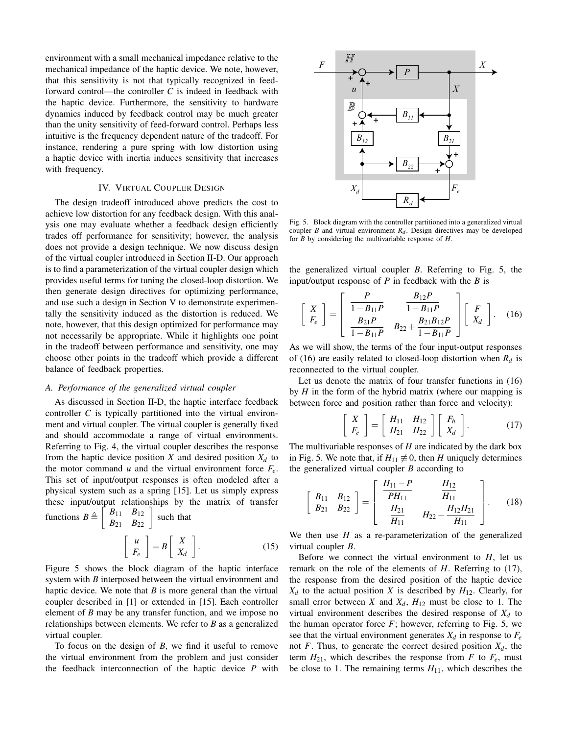environment with a small mechanical impedance relative to the mechanical impedance of the haptic device. We note, however, that this sensitivity is not that typically recognized in feed-forward control—the controller $C$ is indeed in feedback with the haptic device. Furthermore, the sensitivity to hardware dynamics induced by feedback control may be much greater than the unity sensitivity of feed-forward control. Perhaps less intuitive is the frequency dependent nature of the tradeoff. For instance, rendering a pure spring with low distortion using a haptic device with inertia induces sensitivity that increases with frequency.

## IV. Virtual Coupler Design

The design tradeoff introduced above predicts the cost to achieve low distortion for any feedback design. With this analysis one may evaluate whether a feedback design efficiently trades off performance for sensitivity; however, the analysis does not provide a design technique. We now discuss design of the virtual coupler introduced in Section II-D. Our approach is to find a parameterization of the virtual coupler design which provides useful terms for tuning the closed-loop distortion. We then generate design directives for optimizing performance, and use such a design in Section V to demonstrate experimentally the sensitivity induced as the distortion is reduced. We note, however, that this design optimized for performance may not necessarily be appropriate. While it highlights one point in the tradeoff between performance and sensitivity, one may choose other points in the tradeoff which provide a different balance of feedback properties.

### A. Performance of the generalized virtual coupler

As discussed in Section II-D, the haptic interface feedback controller $C$ is typically partitioned into the virtual environment and virtual coupler. The virtual coupler is generally fixed and should accommodate a range of virtual environments. Referring to Fig. 4, the virtual coupler describes the response from the haptic device position $X$ and desired position $X_d$ to the motor command $u$ and the virtual environment force $F_e$. This set of input/output responses is often modeled after a physical system such as a spring [15]. Let us simply express these input/output relationships by the matrix of transfer functions $B \triangleq \begin{bmatrix} B_{11} & B_{12} \\ B_{21} & B_{22} \end{bmatrix}$ such that

$$\begin{bmatrix} u \\ F_e \end{bmatrix} = B \begin{bmatrix} X \\ X_d \end{bmatrix}. \tag{15}$$

Figure 5 shows the block diagram of the haptic interface system with $B$ interposed between the virtual environment and haptic device. We note that $B$ is more general than the virtual coupler described in [1] or extended in [15]. Each controller element of $B$ may be any transfer function, and we impose no relationships between elements. We refer to $B$ as a generalized virtual coupler.

To focus on the design of $B$, we find it useful to remove the virtual environment from the problem and just consider the feedback interconnection of the haptic device $P$ with the generalized virtual coupler $B$. Referring to Fig. 5, the input/output response of $P$ in feedback with the $B$ is

Fig. 5. Block diagram with the controller partitioned into a generalized virtual coupler $B$ and virtual environment $R_d$. Design directives may be developed for $B$ by considering the multivariable response of $H$.

$$\begin{bmatrix} X \\ F_e \end{bmatrix} = \begin{bmatrix} \dfrac{P}{1-B_{11}P} & \dfrac{B_{12}P}{1-B_{11}P} \\ \dfrac{B_{21}P}{1-B_{11}P} & B_{22}+\dfrac{B_{21}B_{12}P}{1-B_{11}P} \end{bmatrix} \begin{bmatrix} F \\ X_d \end{bmatrix}. \tag{16}$$

As we will show, the terms of the four input-output responses of (16) are easily related to closed-loop distortion when $R_d$ is reconnected to the virtual coupler.

Let us denote the matrix of four transfer functions in (16) by $H$ in the form of the hybrid matrix (where our mapping is between force and position rather than force and velocity):

$$\begin{bmatrix} X \\ F_e \end{bmatrix} = \begin{bmatrix} H_{11} & H_{12} \\ H_{21} & H_{22} \end{bmatrix} \begin{bmatrix} F_h \\ X_d \end{bmatrix}. \tag{17}$$

The multivariable responses of $H$ are indicated by the dark box in Fig. 5. We note that, if $H_{11} \not\equiv 0$, then $H$ uniquely determines the generalized virtual coupler $B$ according to

$$\begin{bmatrix} B_{11} & B_{12} \\ B_{21} & B_{22} \end{bmatrix} = \begin{bmatrix} \dfrac{H_{11}-P}{PH_{11}} & \dfrac{H_{12}}{H_{11}} \\ \dfrac{H_{21}}{H_{11}} & H_{22}-\dfrac{H_{12}H_{21}}{H_{11}} \end{bmatrix}. \tag{18}$$

We then use $H$ as a re-parameterization of the generalized virtual coupler $B$.

Before we connect the virtual environment to $H$, let us remark on the role of the elements of $H$. Referring to (17), the response from the desired position of the haptic device $X_d$ to the actual position $X$ is described by $H_{12}$. Clearly, for small error between $X$ and $X_d$, $H_{12}$ must be close to 1. The virtual environment describes the desired response of $X_d$ to the human operator force $F$; however, referring to Fig. 5, we see that the virtual environment generates $X_d$ in response to $F_e$ not $F$. Thus, to generate the correct desired position $X_d$, the term $H_{21}$, which describes the response from $F$ to $F_e$, must be close to 1. The remaining terms $H_{11}$, which describes the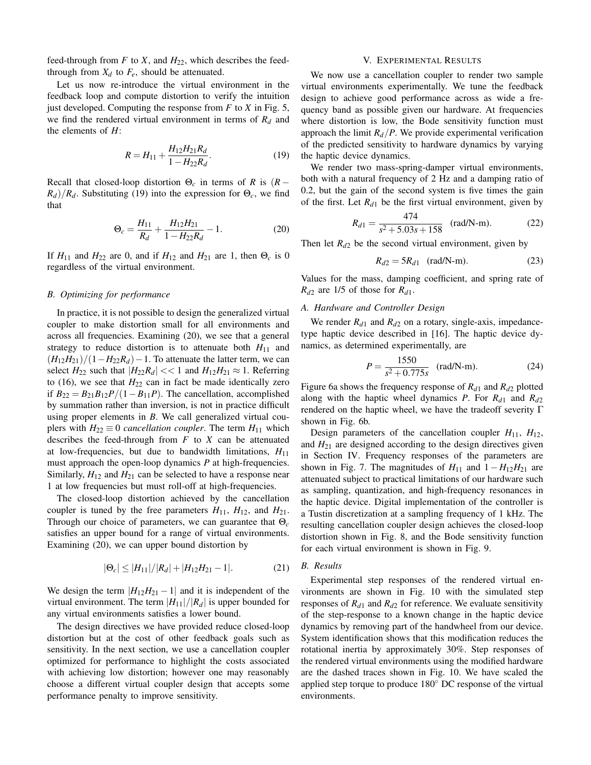feed-through from $F$ to $X$, and $H_{22}$, which describes the feed-through from $X_d$ to $F_e$, should be attenuated.

Let us now re-introduce the virtual environment in the feedback loop and compute distortion to verify the intuition just developed. Computing the response from $F$ to $X$ in Fig. 5, we find the rendered virtual environment in terms of $R_d$ and the elements of $H$:

$$R = H_{11} + \frac{H_{12}H_{21}R_d}{1 - H_{22}R_d}. \tag{19}$$

Recall that closed-loop distortion $\Theta_c$ in terms of $R$ is $(R - R_d)/R_d$. Substituting (19) into the expression for $\Theta_c$, we find that

$$\Theta_c = \frac{H_{11}}{R_d} + \frac{H_{12}H_{21}}{1 - H_{22}R_d} - 1. \tag{20}$$

If $H_{11}$ and $H_{22}$ are 0, and if $H_{12}$ and $H_{21}$ are 1, then $\Theta_c$ is 0 regardless of the virtual environment.

### B. Optimizing for performance

In practice, it is not possible to design the generalized virtual coupler to make distortion small for all environments and across all frequencies. Examining (20), we see that a general strategy to reduce distortion is to attenuate both $H_{11}$ and $(H_{12}H_{21})/(1-H_{22}R_d) - 1$. To attenuate the latter term, we can select $H_{22}$ such that $|H_{22}R_d| << 1$ and $H_{12}H_{21} \approx 1$. Referring to (16), we see that $H_{22}$ can in fact be made identically zero if $B_{22} = B_{21}B_{12}P/(1 - B_{11}P)$. The cancellation, accomplished by summation rather than inversion, is not in practice difficult using proper elements in $B$. We call generalized virtual couplers with $H_{22} \equiv 0$ *cancellation coupler*. The term $H_{11}$ which describes the feed-through from $F$ to $X$ can be attenuated at low-frequencies, but due to bandwidth limitations, $H_{11}$ must approach the open-loop dynamics $P$ at high-frequencies. Similarly, $H_{12}$ and $H_{21}$ can be selected to have a response near 1 at low frequencies but must roll-off at high-frequencies.

The closed-loop distortion achieved by the cancellation coupler is tuned by the free parameters $H_{11}$, $H_{12}$, and $H_{21}$. Through our choice of parameters, we can guarantee that $\Theta_c$ satisfies an upper bound for a range of virtual environments. Examining (20), we can upper bound distortion by

$$|\Theta_c| \leq |H_{11}|/|R_d| + |H_{12}H_{21} - 1|. \tag{21}$$

We design the term $|H_{12}H_{21} - 1|$ and it is independent of the virtual environment. The term $|H_{11}|/|R_d|$ is upper bounded for any virtual environments satisfies a lower bound.

The design directives we have provided reduce closed-loop distortion but at the cost of other feedback goals such as sensitivity. In the next section, we use a cancellation coupler optimized for performance to highlight the costs associated with achieving low distortion; however one may reasonably choose a different virtual coupler design that accepts some performance penalty to improve sensitivity.

## V. Experimental Results

We now use a cancellation coupler to render two sample virtual environments experimentally. We tune the feedback design to achieve good performance across as wide a frequency band as possible given our hardware. At frequencies where distortion is low, the Bode sensitivity function must approach the limit $R_d/P$. We provide experimental verification of the predicted sensitivity to hardware dynamics by varying the haptic device dynamics.

We render two mass-spring-damper virtual environments, both with a natural frequency of 2 Hz and a damping ratio of 0.2, but the gain of the second system is five times the gain of the first. Let $R_{d1}$ be the first virtual environment, given by

$$R_{d1} = \frac{474}{s^2 + 5.03s + 158} \quad \text{(rad/N-m)}. \tag{22}$$

Then let $R_{d2}$ be the second virtual environment, given by

$$R_{d2} = 5R_{d1} \quad \text{(rad/N-m)}. \tag{23}$$

Values for the mass, damping coefficient, and spring rate of $R_{d2}$ are 1/5 of those for $R_{d1}$.

### A. Hardware and Controller Design

We render $R_{d1}$ and $R_{d2}$ on a rotary, single-axis, impedance-type haptic device described in [16]. The haptic device dynamics, as determined experimentally, are

$$P = \frac{1550}{s^2 + 0.775s} \quad \text{(rad/N-m)}. \tag{24}$$

Figure 6a shows the frequency response of $R_{d1}$ and $R_{d2}$ plotted along with the haptic wheel dynamics $P$. For $R_{d1}$ and $R_{d2}$ rendered on the haptic wheel, we have the tradeoff severity $\Gamma$ shown in Fig. 6b.

Design parameters of the cancellation coupler $H_{11}$, $H_{12}$, and $H_{21}$ are designed according to the design directives given in Section IV. Frequency responses of the parameters are shown in Fig. 7. The magnitudes of $H_{11}$ and $1 - H_{12}H_{21}$ are attenuated subject to practical limitations of our hardware such as sampling, quantization, and high-frequency resonances in the haptic device. Digital implementation of the controller is a Tustin discretization at a sampling frequency of 1 kHz. The resulting cancellation coupler design achieves the closed-loop distortion shown in Fig. 8, and the Bode sensitivity function for each virtual environment is shown in Fig. 9.

### B. Results

Experimental step responses of the rendered virtual environments are shown in Fig. 10 with the simulated step responses of $R_{d1}$ and $R_{d2}$ for reference. We evaluate sensitivity of the step-response to a known change in the haptic device dynamics by removing part of the handwheel from our device. System identification shows that this modification reduces the rotational inertia by approximately 30%. Step responses of the rendered virtual environments using the modified hardware are the dashed traces shown in Fig. 10. We have scaled the applied step torque to produce 180° DC response of the virtual environments.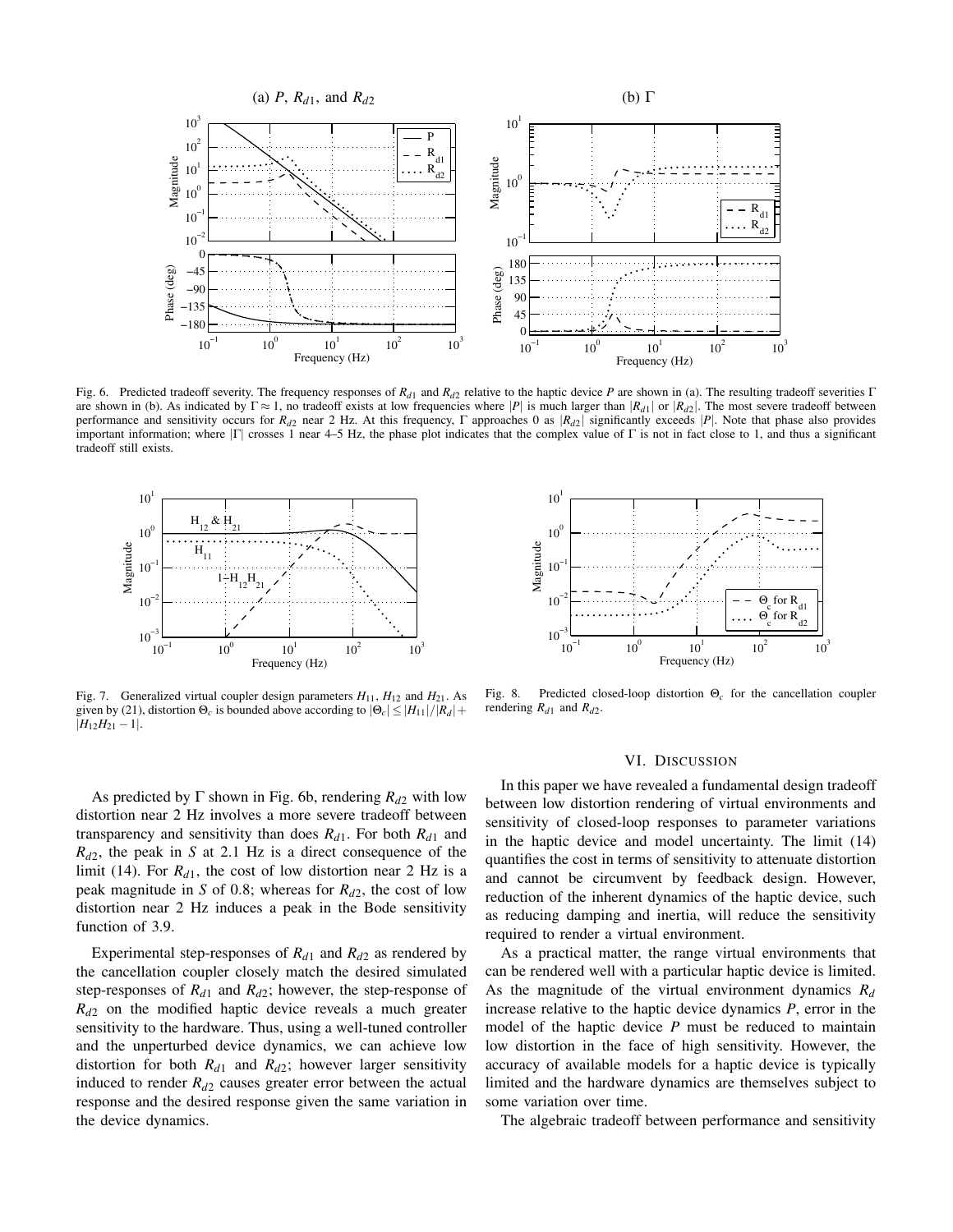Fig. 6. Predicted tradeoff severity. The frequency responses of $R_{d1}$ and $R_{d2}$ relative to the haptic device $P$ are shown in (a). The resulting tradeoff severities $\Gamma$ are shown in (b). As indicated by $\Gamma \approx 1$, no tradeoff exists at low frequencies where $|P|$ is much larger than $|R_{d1}|$ or $|R_{d2}|$. The most severe tradeoff between performance and sensitivity occurs for $R_{d2}$ near 2 Hz. At this frequency, $\Gamma$ approaches 0 as $|R_{d2}|$ significantly exceeds $|P|$. Note that phase also provides important information; where $|\Gamma|$ crosses 1 near 4–5 Hz, the phase plot indicates that the complex value of $\Gamma$ is not in fact close to 1, and thus a significant tradeoff still exists.

Fig. 7. Generalized virtual coupler design parameters $H_{11}$, $H_{12}$ and $H_{21}$. As given by (21), distortion $\Theta_c$ is bounded above according to $|\Theta_c| \le |H_{11}|/|R_d| + |H_{12}H_{21} - 1|$.

Fig. 8. Predicted closed-loop distortion $\Theta_c$ for the cancellation coupler rendering $R_{d1}$ and $R_{d2}$.

As predicted by $\Gamma$ shown in Fig. 6b, rendering $R_{d2}$ with low distortion near 2 Hz involves a more severe tradeoff between transparency and sensitivity than does $R_{d1}$. For both $R_{d1}$ and $R_{d2}$, the peak in $S$ at 2.1 Hz is a direct consequence of the limit (14). For $R_{d1}$, the cost of low distortion near 2 Hz is a peak magnitude in $S$ of 0.8; whereas for $R_{d2}$, the cost of low distortion near 2 Hz induces a peak in the Bode sensitivity function of 3.9.

Experimental step-responses of $R_{d1}$ and $R_{d2}$ as rendered by the cancellation coupler closely match the desired simulated step-responses of $R_{d1}$ and $R_{d2}$; however, the step-response of $R_{d2}$ on the modified haptic device reveals a much greater sensitivity to the hardware. Thus, using a well-tuned controller and the unperturbed device dynamics, we can achieve low distortion for both $R_{d1}$ and $R_{d2}$; however larger sensitivity induced to render $R_{d2}$ causes greater error between the actual response and the desired response given the same variation in the device dynamics.

## VI. Discussion

In this paper we have revealed a fundamental design tradeoff between low distortion rendering of virtual environments and sensitivity of closed-loop responses to parameter variations in the haptic device and model uncertainty. The limit (14) quantifies the cost in terms of sensitivity to attenuate distortion and cannot be circumvent by feedback design. However, reduction of the inherent dynamics of the haptic device, such as reducing damping and inertia, will reduce the sensitivity required to render a virtual environment.

As a practical matter, the range virtual environments that can be rendered well with a particular haptic device is limited. As the magnitude of the virtual environment dynamics $R_d$ increase relative to the haptic device dynamics $P$, error in the model of the haptic device $P$ must be reduced to maintain low distortion in the face of high sensitivity. However, the accuracy of available models for a haptic device is typically limited and the hardware dynamics are themselves subject to some variation over time.

The algebraic tradeoff between performance and sensitivity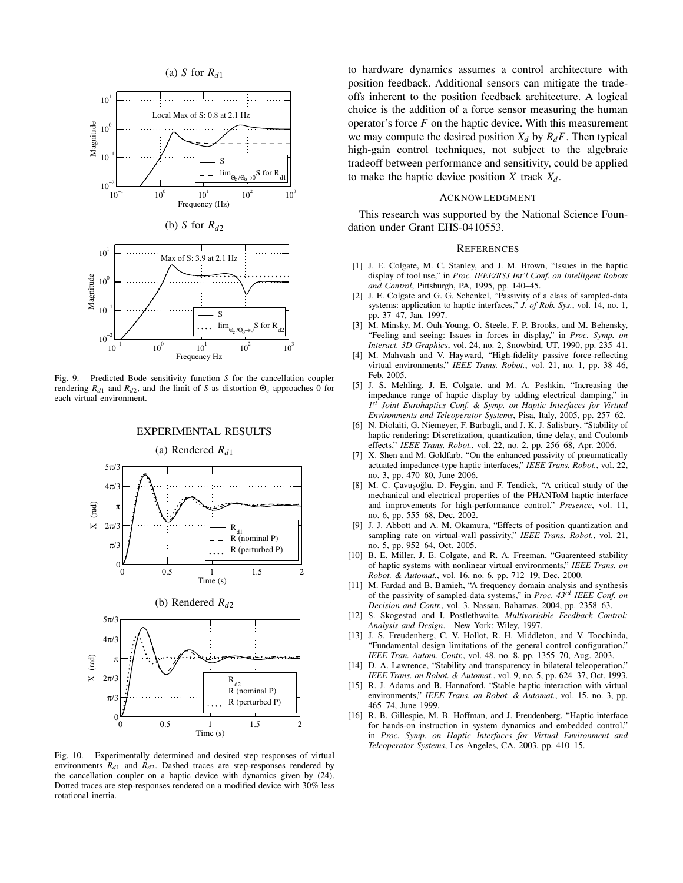(a) $S$ for $R_{d1}$

Local Max of S: 0.8 at 2.1 Hz

Magnitude

$10^1$
$10^0$
$10^{-1}$
$10^{-2}$

S
$\lim_{\Theta_c/\Theta_o \to 0} S$ for $R_{d1}$

$10^{-1}$ $10^0$ $10^1$ $10^2$ $10^3$
Frequency (Hz)

(b) $S$ for $R_{d2}$

Max of S: 3.9 at 2.1 Hz

Magnitude

$10^1$
$10^0$
$10^{-1}$
$10^{-2}$

S
$\lim_{\Theta_c/\Theta_o \to 0} S$ for $R_{d2}$

$10^{-1}$ $10^0$ $10^1$ $10^2$ $10^3$
Frequency Hz

Fig. 9. Predicted Bode sensitivity function $S$ for the cancellation coupler rendering $R_{d1}$ and $R_{d2}$, and the limit of $S$ as distortion $\Theta_c$ approaches 0 for each virtual environment.

## EXPERIMENTAL RESULTS

(a) Rendered $R_{d1}$

X (rad)

$5\pi/3$
$4\pi/3$
$\pi$
$2\pi/3$
$\pi/3$
0

$R_{d1}$
R (nominal P)
R (perturbed P)

0 0.5 1 1.5 2
Time (s)

(b) Rendered $R_{d2}$

X (rad)

$5\pi/3$
$4\pi/3$
$\pi$
$2\pi/3$
$\pi/3$
0

$R_{d2}$
R (nominal P)
R (perturbed P)

0 0.5 1 1.5 2
Time (s)

Fig. 10. Experimentally determined and desired step responses of virtual environments $R_{d1}$ and $R_{d2}$. Dashed traces are step-responses rendered by the cancellation coupler on a haptic device with dynamics given by (24). Dotted traces are step-responses rendered on a modified device with 30% less rotational inertia.

to hardware dynamics assumes a control architecture with position feedback. Additional sensors can mitigate the trade-offs inherent to the position feedback architecture. A logical choice is the addition of a force sensor measuring the human operator's force $F$ on the haptic device. With this measurement we may compute the desired position $X_d$ by $R_dF$. Then typical high-gain control techniques, not subject to the algebraic tradeoff between performance and sensitivity, could be applied to make the haptic device position $X$ track $X_d$.

## ACKNOWLEDGMENT

This research was supported by the National Science Foundation under Grant EHS-0410553.

## REFERENCES

[1] J. E. Colgate, M. C. Stanley, and J. M. Brown, "Issues in the haptic display of tool use," in *Proc. IEEE/RSJ Int'l Conf. on Intelligent Robots and Control*, Pittsburgh, PA, 1995, pp. 140–45.

[2] J. E. Colgate and G. G. Schenkel, "Passivity of a class of sampled-data systems: application to haptic interfaces," *J. of Rob. Sys.*, vol. 14, no. 1, pp. 37–47, Jan. 1997.

[3] M. Minsky, M. Ouh-Young, O. Steele, F. P. Brooks, and M. Behensky, "Feeling and seeing: Issues in forces in display," in *Proc. Symp. on Interact. 3D Graphics*, vol. 24, no. 2, Snowbird, UT, 1990, pp. 235–41.

[4] M. Mahvash and V. Hayward, "High-fidelity passive force-reflecting virtual environments," *IEEE Trans. Robot.*, vol. 21, no. 1, pp. 38–46, Feb. 2005.

[5] J. S. Mehling, J. E. Colgate, and M. A. Peshkin, "Increasing the impedance range of haptic display by adding electrical damping," in *1st Joint Eurohaptics Conf. & Symp. on Haptic Interfaces for Virtual Environments and Teleoperator Systems*, Pisa, Italy, 2005, pp. 257–62.

[6] N. Diolaiti, G. Niemeyer, F. Barbagli, and J. K. J. Salisbury, "Stability of haptic rendering: Discretization, quantization, time delay, and Coulomb effects," *IEEE Trans. Robot.*, vol. 22, no. 2, pp. 256–68, Apr. 2006.

[7] X. Shen and M. Goldfarb, "On the enhanced passivity of pneumatically actuated impedance-type haptic interfaces," *IEEE Trans. Robot.*, vol. 22, no. 3, pp. 470–80, June 2006.

[8] M. C. Çavuşoğlu, D. Feygin, and F. Tendick, "A critical study of the mechanical and electrical properties of the PHANToM haptic interface and improvements for high-performance control," *Presence*, vol. 11, no. 6, pp. 555–68, Dec. 2002.

[9] J. J. Abbott and A. M. Okamura, "Effects of position quantization and sampling rate on virtual-wall passivity," *IEEE Trans. Robot.*, vol. 21, no. 5, pp. 952–64, Oct. 2005.

[10] B. E. Miller, J. E. Colgate, and R. A. Freeman, "Guarenteed stability of haptic systems with nonlinear virtual environments," *IEEE Trans. on Robot. & Automat.*, vol. 16, no. 6, pp. 712–19, Dec. 2000.

[11] M. Fardad and B. Bamieh, "A frequency domain analysis and synthesis of the passivity of sampled-data systems," in *Proc. 43rd IEEE Conf. on Decision and Contr.*, vol. 3, Nassau, Bahamas, 2004, pp. 2358–63.

[12] S. Skogestad and I. Postlethwaite, *Multivariable Feedback Control: Analysis and Design*. New York: Wiley, 1997.

[13] J. S. Freudenberg, C. V. Hollot, R. H. Middleton, and V. Toochinda, "Fundamental design limitations of the general control configuration," *IEEE Tran. Autom. Contr.*, vol. 48, no. 8, pp. 1355–70, Aug. 2003.

[14] D. A. Lawrence, "Stability and transparency in bilateral teleoperation," *IEEE Trans. on Robot. & Automat.*, vol. 9, no. 5, pp. 624–37, Oct. 1993.

[15] R. J. Adams and B. Hannaford, "Stable haptic interaction with virtual environments," *IEEE Trans. on Robot. & Automat.*, vol. 15, no. 3, pp. 465–74, June 1999.

[16] R. B. Gillespie, M. B. Hoffman, and J. Freudenberg, "Haptic interface for hands-on instruction in system dynamics and embedded control," in *Proc. Symp. on Haptic Interfaces for Virtual Environment and Teleoperator Systems*, Los Angeles, CA, 2003, pp. 410–15.